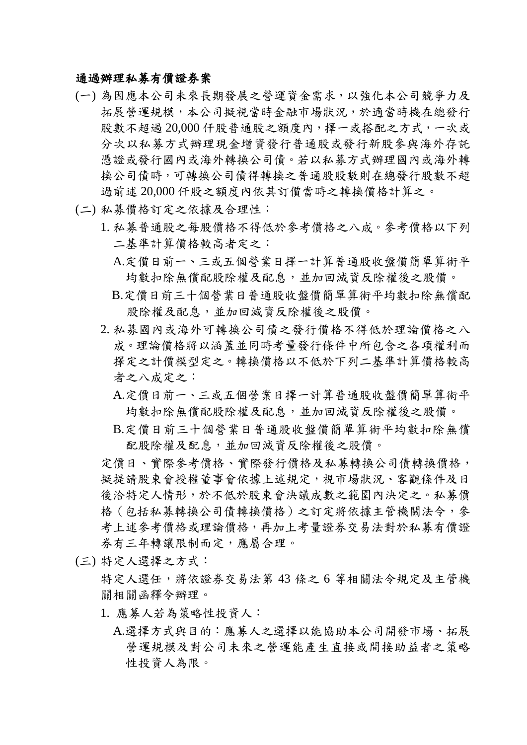**通過辦理私募有價證券案**

(一) 為因應本公司未來長期發展之營運資金需求，以強化本公司競爭力及拓展營運規模，本公司擬視當時金融市場狀況，於適當時機在總發行股數不超過 20,000 仟股普通股之額度內，擇一或搭配之方式，一次或分次以私募方式辦理現金增資發行普通股或發行新股參與海外存託憑證或發行國內或海外轉換公司債。若以私募方式辦理國內或海外轉換公司債時，可轉換公司債得轉換之普通股股數則在總發行股數不超過前述 20,000 仟股之額度內依其訂價當時之轉換價格計算之。

(二) 私募價格訂定之依據及合理性：

1. 私募普通股之每股價格不得低於參考價格之八成。參考價格以下列二基準計算價格較高者定之：

   A.定價日前一、三或五個營業日擇一計算普通股收盤價簡單算術平均數扣除無償配股除權及配息，並加回減資反除權後之股價。

   B.定價日前三十個營業日普通股收盤價簡單算術平均數扣除無償配股除權及配息，並加回減資反除權後之股價。

2. 私募國內或海外可轉換公司債之發行價格不得低於理論價格之八成。理論價格將以涵蓋並同時考量發行條件中所包含之各項權利而擇定之計價模型定之。轉換價格以不低於下列二基準計算價格較高者之八成定之：

   A.定價日前一、三或五個營業日擇一計算普通股收盤價簡單算術平均數扣除無償配股除權及配息，並加回減資反除權後之股價。

   B.定價日前三十個營業日普通股收盤價簡單算術平均數扣除無償配股除權及配息，並加回減資反除權後之股價。

定價日、實際參考價格、實際發行價格及私募轉換公司債轉換價格，擬提請股東會授權董事會依據上述規定，視市場狀況、客觀條件及日後洽特定人情形，於不低於股東會決議成數之範圍內決定之。私募價格（包括私募轉換公司債轉換價格）之訂定將依據主管機關法令，參考上述參考價格或理論價格，再加上考量證券交易法對於私募有價證券有三年轉讓限制而定，應屬合理。

(三) 特定人選擇之方式：

特定人選任，將依證券交易法第 43 條之 6 等相關法令規定及主管機關相關函釋令辦理。

1. 應募人若為策略性投資人：

   A.選擇方式與目的：應募人之選擇以能協助本公司開發市場、拓展營運規模及對公司未來之營運能產生直接或間接助益者之策略性投資人為限。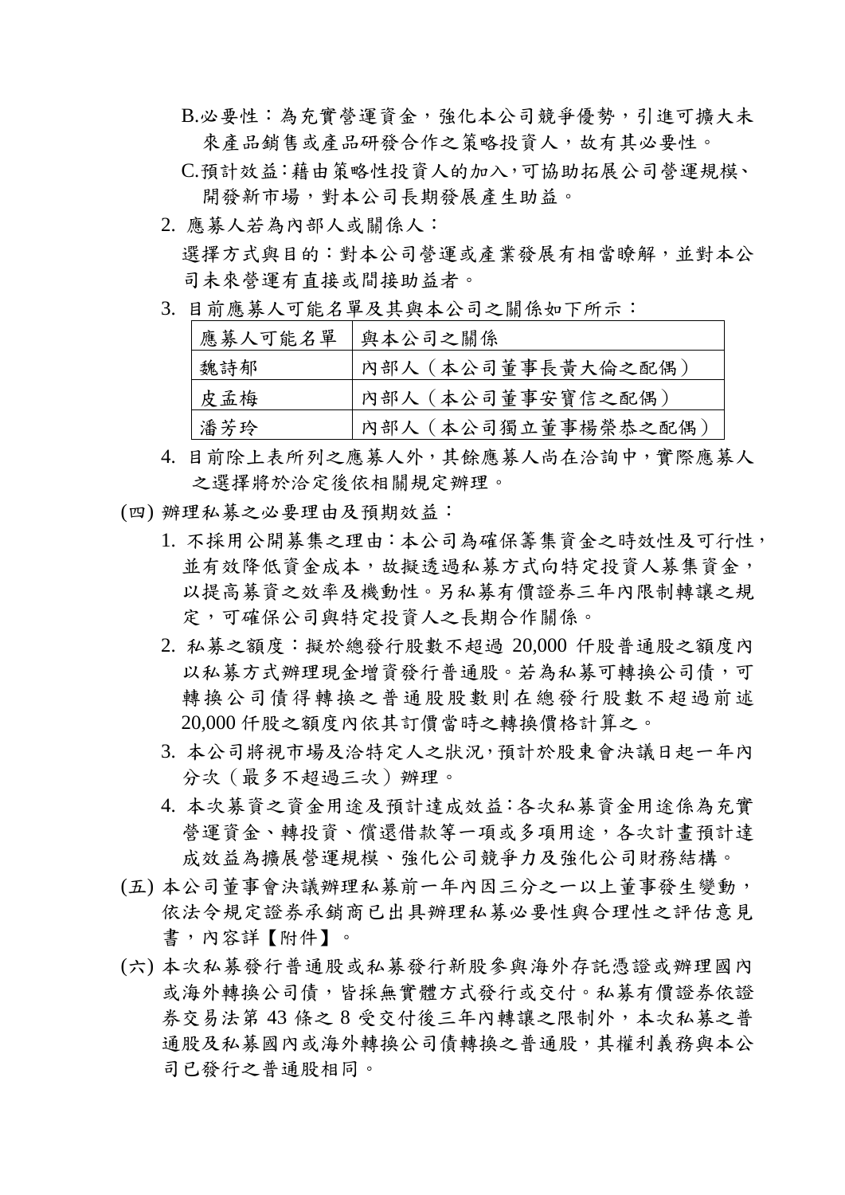B.必要性：為充實營運資金，強化本公司競爭優勢，引進可擴大未來產品銷售或產品研發合作之策略投資人，故有其必要性。

C.預計效益:藉由策略性投資人的加入,可協助拓展公司營運規模、開發新市場，對本公司長期發展產生助益。

2. 應募人若為內部人或關係人：

選擇方式與目的：對本公司營運或產業發展有相當瞭解，並對本公司未來營運有直接或間接助益者。

3. 目前應募人可能名單及其與本公司之關係如下所示：

| 應募人可能名單 | 與本公司之關係 |
|---|---|
| 魏詩郁 | 內部人（本公司董事長黃大倫之配偶） |
| 皮孟梅 | 內部人（本公司董事安寶信之配偶） |
| 潘芳玲 | 內部人（本公司獨立董事楊榮恭之配偶） |

4. 目前除上表所列之應募人外，其餘應募人尚在洽詢中，實際應募人之選擇將於洽定後依相關規定辦理。

(四) 辦理私募之必要理由及預期效益：

1. 不採用公開募集之理由:本公司為確保籌集資金之時效性及可行性，並有效降低資金成本，故擬透過私募方式向特定投資人募集資金，以提高募資之效率及機動性。另私募有價證券三年內限制轉讓之規定，可確保公司與特定投資人之長期合作關係。

2. 私募之額度：擬於總發行股數不超過 20,000 仟股普通股之額度內以私募方式辦理現金增資發行普通股。若為私募可轉換公司債，可轉換公司債得轉換之普通股股數則在總發行股數不超過前述 20,000 仟股之額度內依其訂價當時之轉換價格計算之。

3. 本公司將視市場及洽特定人之狀況,預計於股東會決議日起一年內分次（最多不超過三次）辦理。

4. 本次募資之資金用途及預計達成效益:各次私募資金用途係為充實營運資金、轉投資、償還借款等一項或多項用途，各次計畫預計達成效益為擴展營運規模、強化公司競爭力及強化公司財務結構。

(五) 本公司董事會決議辦理私募前一年內因三分之一以上董事發生變動，依法令規定證券承銷商已出具辦理私募必要性與合理性之評估意見書，內容詳【附件】。

(六) 本次私募發行普通股或私募發行新股參與海外存託憑證或辦理國內或海外轉換公司債，皆採無實體方式發行或交付。私募有價證券依證券交易法第 43 條之 8 受交付後三年內轉讓之限制外，本次私募之普通股及私募國內或海外轉換公司債轉換之普通股，其權利義務與本公司已發行之普通股相同。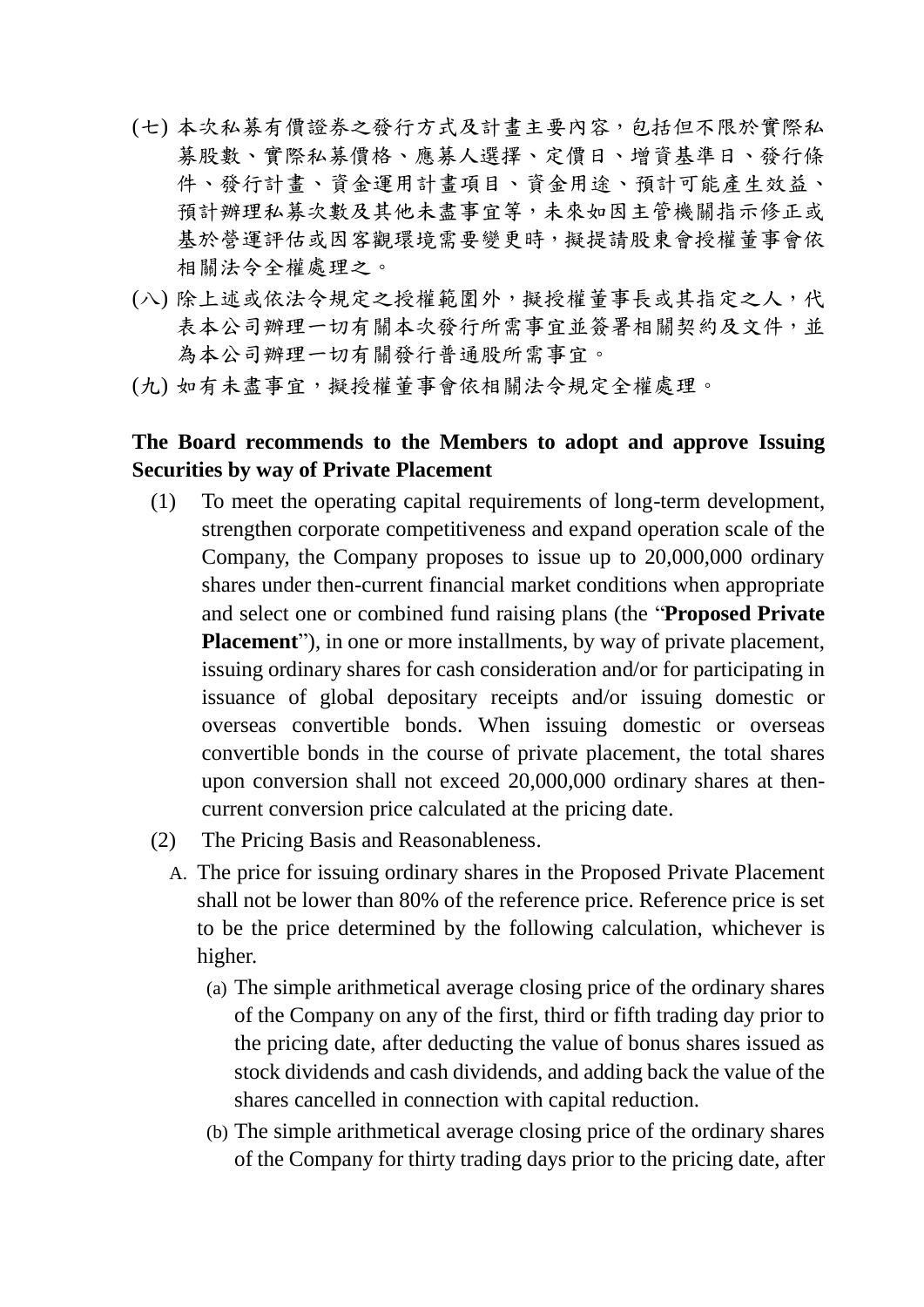(七) 本次私募有價證券之發行方式及計畫主要內容，包括但不限於實際私募股數、實際私募價格、應募人選擇、定價日、增資基準日、發行條件、發行計畫、資金運用計畫項目、資金用途、預計可能產生效益、預計辦理私募次數及其他未盡事宜等，未來如因主管機關指示修正或基於營運評估或因客觀環境需要變更時，擬提請股東會授權董事會依相關法令全權處理之。

(八) 除上述或依法令規定之授權範圍外，擬授權董事長或其指定之人，代表本公司辦理一切有關本次發行所需事宜並簽署相關契約及文件，並為本公司辦理一切有關發行普通股所需事宜。

(九) 如有未盡事宜，擬授權董事會依相關法令規定全權處理。

**The Board recommends to the Members to adopt and approve Issuing Securities by way of Private Placement**

(1) To meet the operating capital requirements of long-term development, strengthen corporate competitiveness and expand operation scale of the Company, the Company proposes to issue up to 20,000,000 ordinary shares under then-current financial market conditions when appropriate and select one or combined fund raising plans (the "**Proposed Private Placement**"), in one or more installments, by way of private placement, issuing ordinary shares for cash consideration and/or for participating in issuance of global depositary receipts and/or issuing domestic or overseas convertible bonds. When issuing domestic or overseas convertible bonds in the course of private placement, the total shares upon conversion shall not exceed 20,000,000 ordinary shares at then-current conversion price calculated at the pricing date.

(2) The Pricing Basis and Reasonableness.

A. The price for issuing ordinary shares in the Proposed Private Placement shall not be lower than 80% of the reference price. Reference price is set to be the price determined by the following calculation, whichever is higher.

(a) The simple arithmetical average closing price of the ordinary shares of the Company on any of the first, third or fifth trading day prior to the pricing date, after deducting the value of bonus shares issued as stock dividends and cash dividends, and adding back the value of the shares cancelled in connection with capital reduction.

(b) The simple arithmetical average closing price of the ordinary shares of the Company for thirty trading days prior to the pricing date, after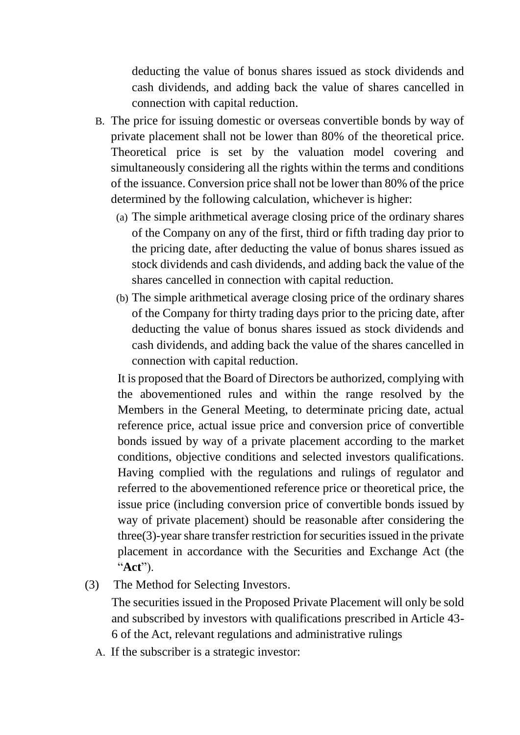deducting the value of bonus shares issued as stock dividends and cash dividends, and adding back the value of shares cancelled in connection with capital reduction.

B. The price for issuing domestic or overseas convertible bonds by way of private placement shall not be lower than 80% of the theoretical price. Theoretical price is set by the valuation model covering and simultaneously considering all the rights within the terms and conditions of the issuance. Conversion price shall not be lower than 80% of the price determined by the following calculation, whichever is higher:

   (a) The simple arithmetical average closing price of the ordinary shares of the Company on any of the first, third or fifth trading day prior to the pricing date, after deducting the value of bonus shares issued as stock dividends and cash dividends, and adding back the value of the shares cancelled in connection with capital reduction.

   (b) The simple arithmetical average closing price of the ordinary shares of the Company for thirty trading days prior to the pricing date, after deducting the value of bonus shares issued as stock dividends and cash dividends, and adding back the value of the shares cancelled in connection with capital reduction.

   It is proposed that the Board of Directors be authorized, complying with the abovementioned rules and within the range resolved by the Members in the General Meeting, to determinate pricing date, actual reference price, actual issue price and conversion price of convertible bonds issued by way of a private placement according to the market conditions, objective conditions and selected investors qualifications. Having complied with the regulations and rulings of regulator and referred to the abovementioned reference price or theoretical price, the issue price (including conversion price of convertible bonds issued by way of private placement) should be reasonable after considering the three(3)-year share transfer restriction for securities issued in the private placement in accordance with the Securities and Exchange Act (the "**Act**").

(3) The Method for Selecting Investors.

   The securities issued in the Proposed Private Placement will only be sold and subscribed by investors with qualifications prescribed in Article 43-6 of the Act, relevant regulations and administrative rulings

   A. If the subscriber is a strategic investor: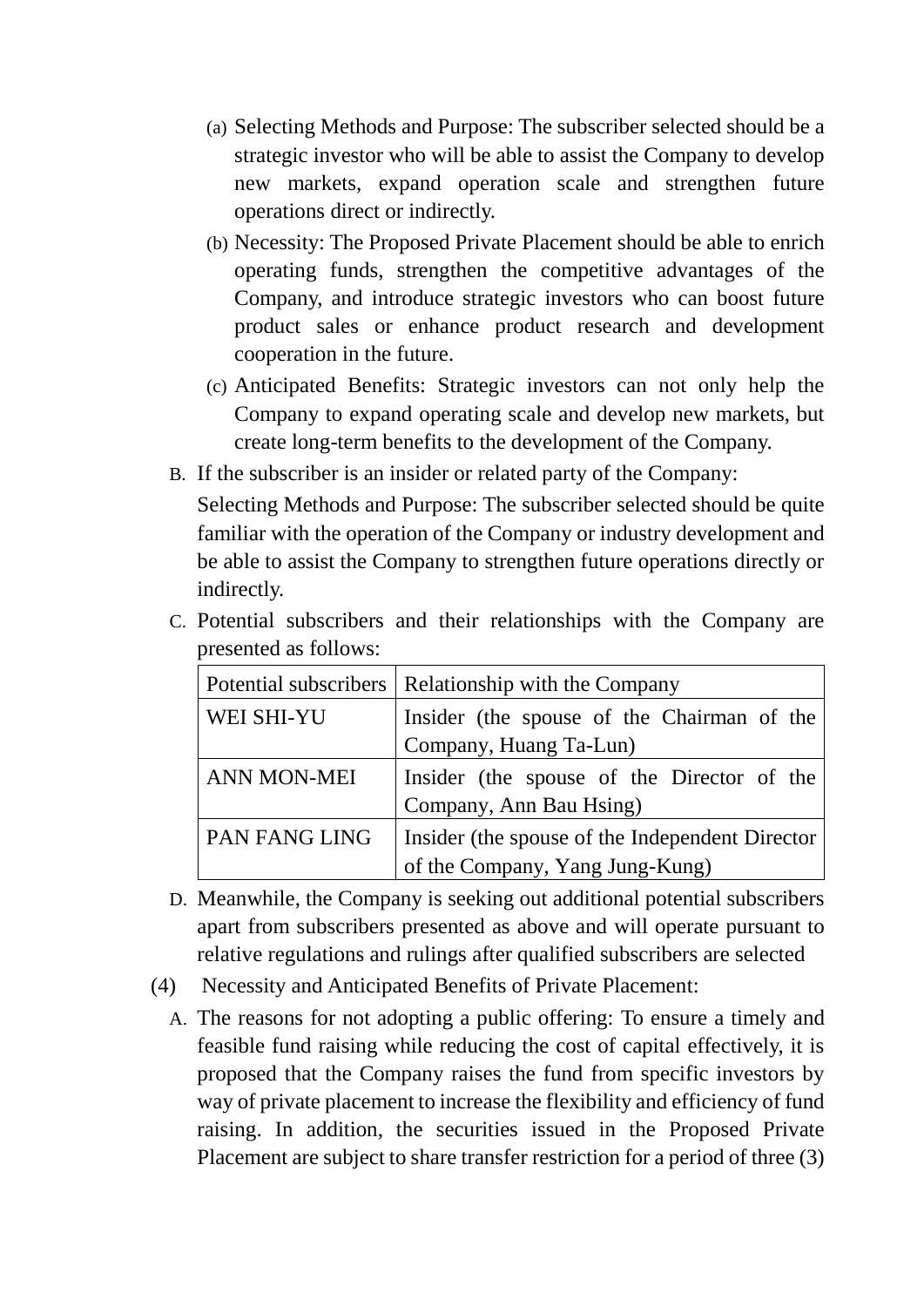(a) Selecting Methods and Purpose: The subscriber selected should be a strategic investor who will be able to assist the Company to develop new markets, expand operation scale and strengthen future operations direct or indirectly.

(b) Necessity: The Proposed Private Placement should be able to enrich operating funds, strengthen the competitive advantages of the Company, and introduce strategic investors who can boost future product sales or enhance product research and development cooperation in the future.

(c) Anticipated Benefits: Strategic investors can not only help the Company to expand operating scale and develop new markets, but create long-term benefits to the development of the Company.

B. If the subscriber is an insider or related party of the Company:

Selecting Methods and Purpose: The subscriber selected should be quite familiar with the operation of the Company or industry development and be able to assist the Company to strengthen future operations directly or indirectly.

C. Potential subscribers and their relationships with the Company are presented as follows:

| Potential subscribers | Relationship with the Company |
|---|---|
| WEI SHI-YU | Insider (the spouse of the Chairman of the Company, Huang Ta-Lun) |
| ANN MON-MEI | Insider (the spouse of the Director of the Company, Ann Bau Hsing) |
| PAN FANG LING | Insider (the spouse of the Independent Director of the Company, Yang Jung-Kung) |

D. Meanwhile, the Company is seeking out additional potential subscribers apart from subscribers presented as above and will operate pursuant to relative regulations and rulings after qualified subscribers are selected

(4) Necessity and Anticipated Benefits of Private Placement:

A. The reasons for not adopting a public offering: To ensure a timely and feasible fund raising while reducing the cost of capital effectively, it is proposed that the Company raises the fund from specific investors by way of private placement to increase the flexibility and efficiency of fund raising. In addition, the securities issued in the Proposed Private Placement are subject to share transfer restriction for a period of three (3)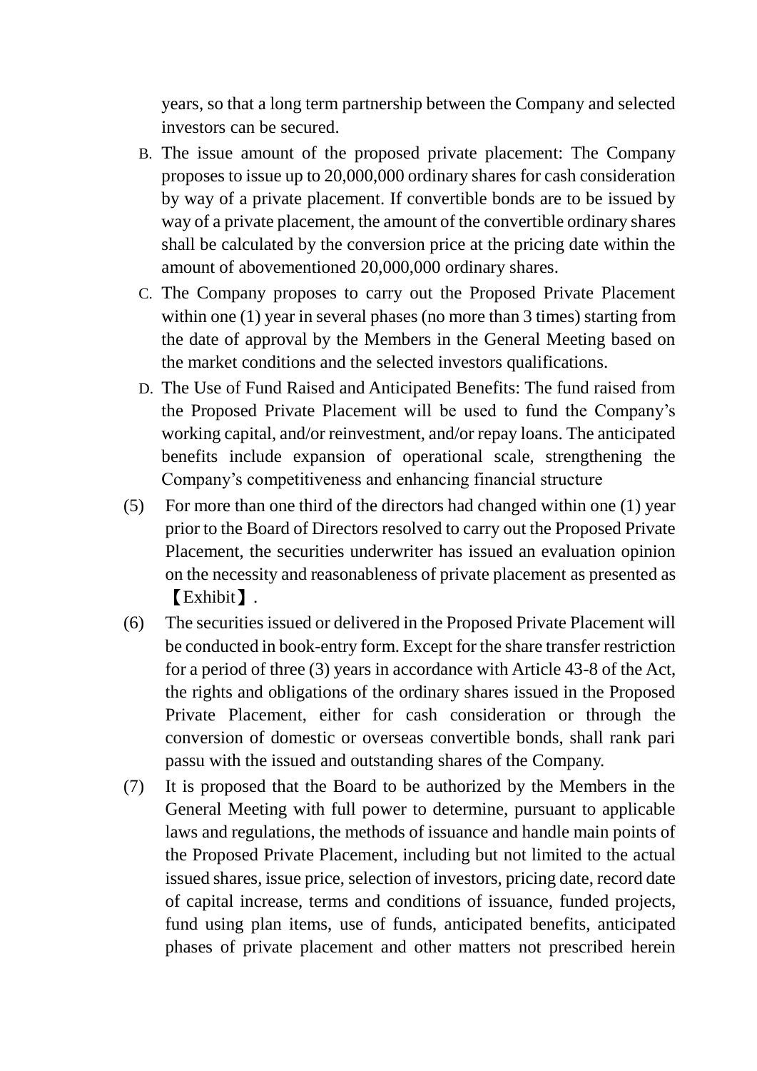years, so that a long term partnership between the Company and selected investors can be secured.

B. The issue amount of the proposed private placement: The Company proposes to issue up to 20,000,000 ordinary shares for cash consideration by way of a private placement. If convertible bonds are to be issued by way of a private placement, the amount of the convertible ordinary shares shall be calculated by the conversion price at the pricing date within the amount of abovementioned 20,000,000 ordinary shares.

C. The Company proposes to carry out the Proposed Private Placement within one (1) year in several phases (no more than 3 times) starting from the date of approval by the Members in the General Meeting based on the market conditions and the selected investors qualifications.

D. The Use of Fund Raised and Anticipated Benefits: The fund raised from the Proposed Private Placement will be used to fund the Company's working capital, and/or reinvestment, and/or repay loans. The anticipated benefits include expansion of operational scale, strengthening the Company's competitiveness and enhancing financial structure

(5) For more than one third of the directors had changed within one (1) year prior to the Board of Directors resolved to carry out the Proposed Private Placement, the securities underwriter has issued an evaluation opinion on the necessity and reasonableness of private placement as presented as 【Exhibit】.

(6) The securities issued or delivered in the Proposed Private Placement will be conducted in book-entry form. Except for the share transfer restriction for a period of three (3) years in accordance with Article 43-8 of the Act, the rights and obligations of the ordinary shares issued in the Proposed Private Placement, either for cash consideration or through the conversion of domestic or overseas convertible bonds, shall rank pari passu with the issued and outstanding shares of the Company.

(7) It is proposed that the Board to be authorized by the Members in the General Meeting with full power to determine, pursuant to applicable laws and regulations, the methods of issuance and handle main points of the Proposed Private Placement, including but not limited to the actual issued shares, issue price, selection of investors, pricing date, record date of capital increase, terms and conditions of issuance, funded projects, fund using plan items, use of funds, anticipated benefits, anticipated phases of private placement and other matters not prescribed herein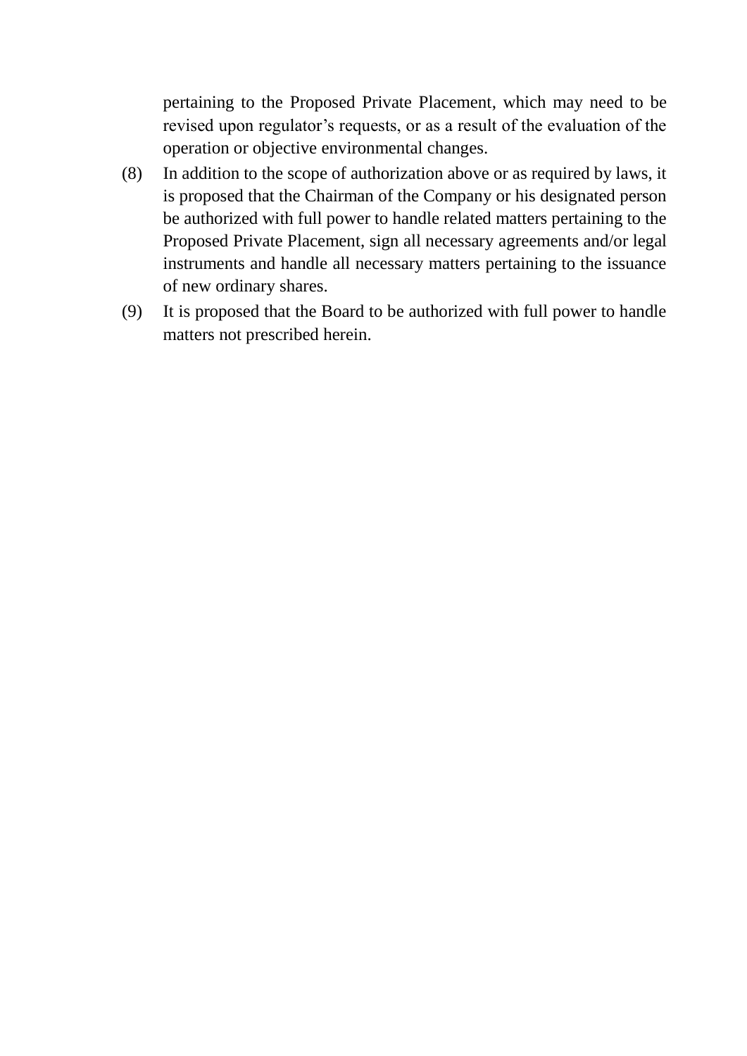pertaining to the Proposed Private Placement, which may need to be revised upon regulator's requests, or as a result of the evaluation of the operation or objective environmental changes.

(8) In addition to the scope of authorization above or as required by laws, it is proposed that the Chairman of the Company or his designated person be authorized with full power to handle related matters pertaining to the Proposed Private Placement, sign all necessary agreements and/or legal instruments and handle all necessary matters pertaining to the issuance of new ordinary shares.

(9) It is proposed that the Board to be authorized with full power to handle matters not prescribed herein.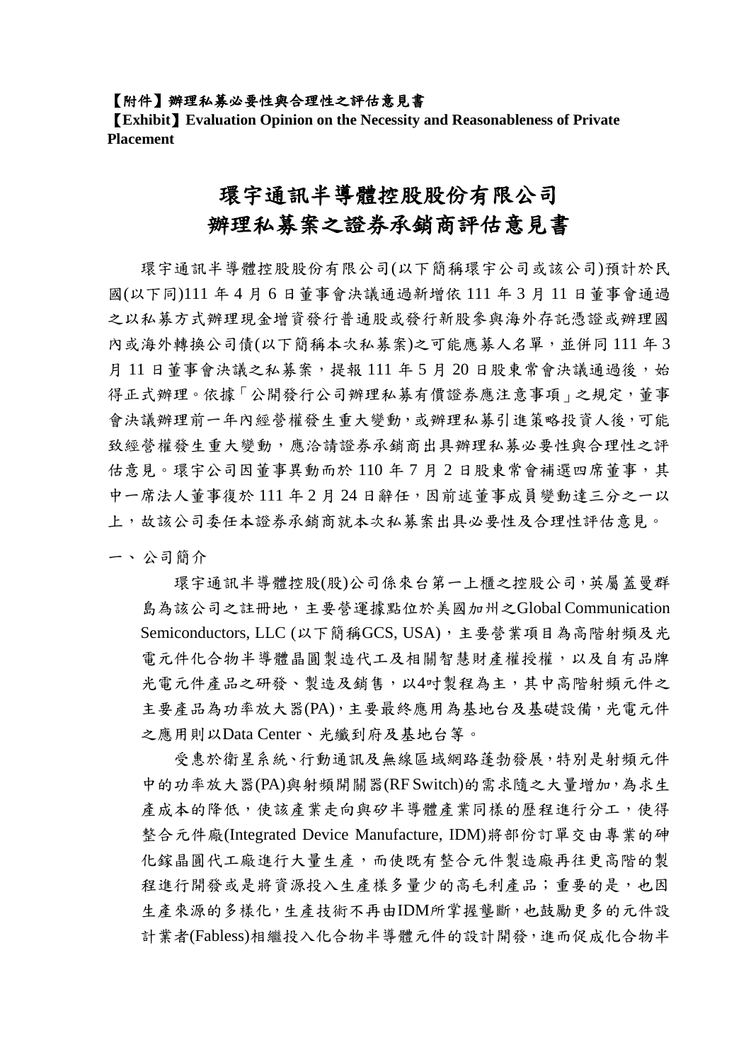【附件】辦理私募必要性與合理性之評估意見書

**【Exhibit】Evaluation Opinion on the Necessity and Reasonableness of Private Placement**

# 環宇通訊半導體控股股份有限公司
# 辦理私募案之證券承銷商評估意見書

環宇通訊半導體控股股份有限公司(以下簡稱環宇公司或該公司)預計於民國(以下同)111 年 4 月 6 日董事會決議通過新增依 111 年 3 月 11 日董事會通過之以私募方式辦理現金增資發行普通股或發行新股參與海外存託憑證或辦理國內或海外轉換公司債(以下簡稱本次私募案)之可能應募人名單，並併同 111 年 3 月 11 日董事會決議之私募案，提報 111 年 5 月 20 日股東常會決議通過後，始得正式辦理。依據「公開發行公司辦理私募有價證券應注意事項」之規定，董事會決議辦理前一年內經營權發生重大變動，或辦理私募引進策略投資人後，可能致經營權發生重大變動，應洽請證券承銷商出具辦理私募必要性與合理性之評估意見。環宇公司因董事異動而於 110 年 7 月 2 日股東常會補選四席董事，其中一席法人董事復於 111 年 2 月 24 日辭任，因前述董事成員變動達三分之一以上，故該公司委任本證券承銷商就本次私募案出具必要性及合理性評估意見。

一、公司簡介

環宇通訊半導體控股(股)公司係來台第一上櫃之控股公司，英屬蓋曼群島為該公司之註冊地，主要營運據點位於美國加州之Global Communication Semiconductors, LLC (以下簡稱GCS, USA)，主要營業項目為高階射頻及光電元件化合物半導體晶圓製造代工及相關智慧財產權授權，以及自有品牌光電元件產品之研發、製造及銷售，以4吋製程為主，其中高階射頻元件之主要產品為功率放大器(PA)，主要最終應用為基地台及基礎設備，光電元件之應用則以Data Center、光纖到府及基地台等。

受惠於衛星系統、行動通訊及無線區域網路蓬勃發展，特別是射頻元件中的功率放大器(PA)與射頻開關器(RF Switch)的需求隨之大量增加，為求生產成本的降低，使該產業走向與矽半導體產業同樣的歷程進行分工，使得整合元件廠(Integrated Device Manufacture, IDM)將部份訂單交由專業的砷化鎵晶圓代工廠進行大量生產，而使既有整合元件製造廠再往更高階的製程進行開發或是將資源投入生產樣多量少的高毛利產品；重要的是，也因生產來源的多樣化，生產技術不再由IDM所掌握壟斷，也鼓勵更多的元件設計業者(Fabless)相繼投入化合物半導體元件的設計開發，進而促成化合物半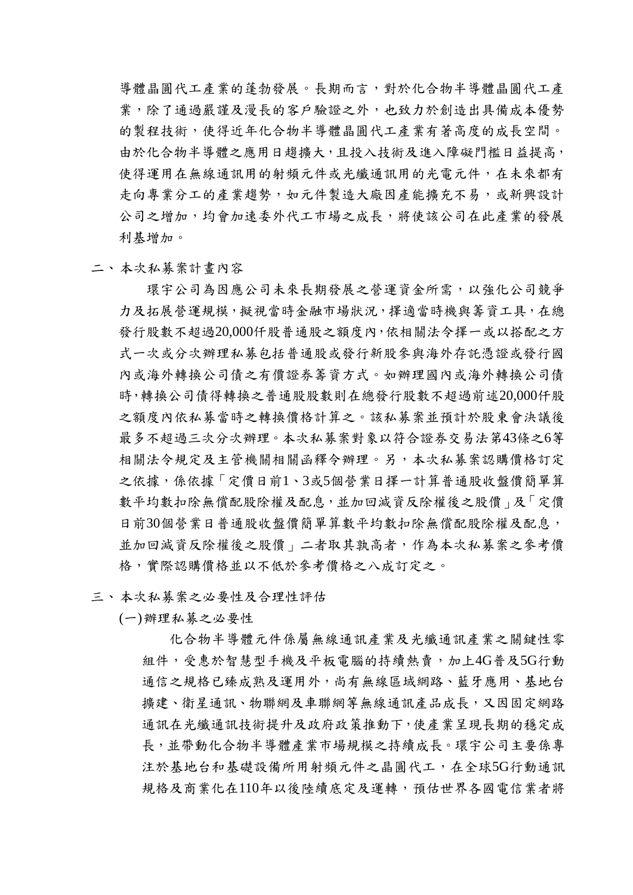導體晶圓代工產業的蓬勃發展。長期而言，對於化合物半導體晶圓代工產業，除了通過嚴謹及漫長的客戶驗證之外，也致力於創造出具備成本優勢的製程技術，使得近年化合物半導體晶圓代工產業有著高度的成長空間。由於化合物半導體之應用日趨擴大，且投入技術及進入障礙門檻日益提高，使得運用在無線通訊用的射頻元件或光纖通訊用的光電元件，在未來都有走向專業分工的產業趨勢，如元件製造大廠因產能擴充不易，或新興設計公司之增加，均會加速委外代工市場之成長，將使該公司在此產業的發展利基增加。

## 二、本次私募案計畫內容

環宇公司為因應公司未來長期發展之營運資金所需，以強化公司競爭力及拓展營運規模，擬視當時金融市場狀況，擇適當時機與籌資工具，在總發行股數不超過20,000仟股普通股之額度內，依相關法令擇一或以搭配之方式一次或分次辦理私募包括普通股或發行新股參與海外存託憑證或發行國內或海外轉換公司債之有價證券籌資方式。如辦理國內或海外轉換公司債時，轉換公司債得轉換之普通股股數則在總發行股數不超過前述20,000仟股之額度內依私募當時之轉換價格計算之。該私募案並預計於股東會決議後最多不超過三次分次辦理。本次私募案對象以符合證券交易法第43條之6等相關法令規定及主管機關相關函釋令辦理。另，本次私募案認購價格訂定之依據，係依據「定價日前1、3或5個營業日擇一計算普通股收盤價簡單算數平均數扣除無償配股除權及配息，並加回減資反除權後之股價」及「定價日前30個營業日普通股收盤價簡單算數平均數扣除無償配股除權及配息，並加回減資反除權後之股價」二者取其孰高者，作為本次私募案之參考價格，實際認購價格並以不低於參考價格之八成訂定之。

## 三、本次私募案之必要性及合理性評估

### (一)辦理私募之必要性

化合物半導體元件係屬無線通訊產業及光纖通訊產業之關鍵性零組件，受惠於智慧型手機及平板電腦的持續熱賣，加上4G普及5G行動通信之規格已臻成熟及運用外，尚有無線區域網路、藍牙應用、基地台擴建、衛星通訊、物聯網及車聯網等無線通訊產品成長，又因固定網路通訊在光纖通訊技術提升及政府政策推動下，使產業呈現長期的穩定成長，並帶動化合物半導體產業市場規模之持續成長。環宇公司主要係專注於基地台和基礎設備所用射頻元件之晶圓代工，在全球5G行動通訊規格及商業化在110年以後陸續底定及運轉，預估世界各國電信業者將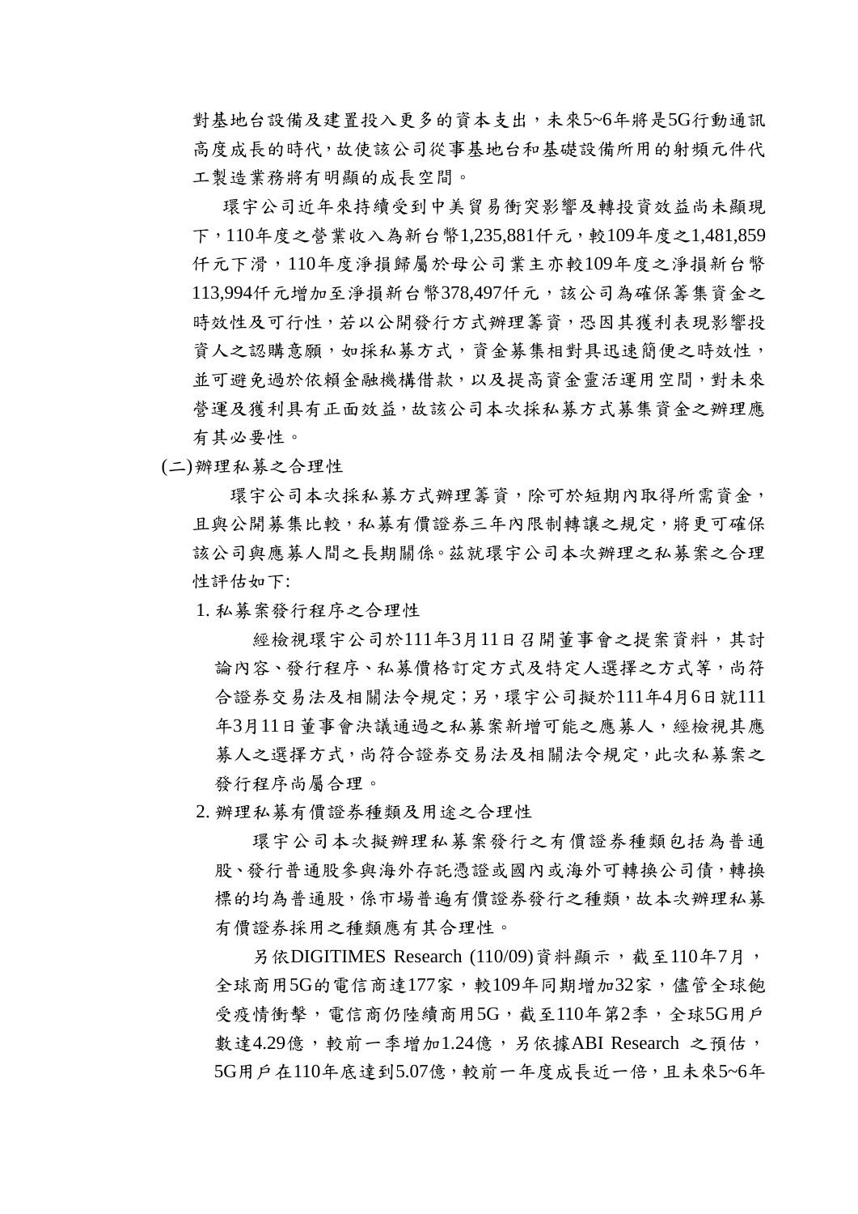對基地台設備及建置投入更多的資本支出，未來5~6年將是5G行動通訊高度成長的時代，故使該公司從事基地台和基礎設備所用的射頻元件代工製造業務將有明顯的成長空間。

環宇公司近年來持續受到中美貿易衝突影響及轉投資效益尚未顯現下，110年度之營業收入為新台幣1,235,881仟元，較109年度之1,481,859仟元下滑，110年度淨損歸屬於母公司業主亦較109年度之淨損新台幣113,994仟元增加至淨損新台幣378,497仟元，該公司為確保籌集資金之時效性及可行性，若以公開發行方式辦理籌資，恐因其獲利表現影響投資人之認購意願，如採私募方式，資金募集相對具迅速簡便之時效性，並可避免過於依賴金融機構借款，以及提高資金靈活運用空間，對未來營運及獲利具有正面效益，故該公司本次採私募方式募集資金之辦理應有其必要性。

(二)辦理私募之合理性

環宇公司本次採私募方式辦理籌資，除可於短期內取得所需資金，且與公開募集比較，私募有價證券三年內限制轉讓之規定，將更可確保該公司與應募人間之長期關係。茲就環宇公司本次辦理之私募案之合理性評估如下:

1. 私募案發行程序之合理性

經檢視環宇公司於111年3月11日召開董事會之提案資料，其討論內容、發行程序、私募價格訂定方式及特定人選擇之方式等，尚符合證券交易法及相關法令規定；另，環宇公司擬於111年4月6日就111年3月11日董事會決議通過之私募案新增可能之應募人，經檢視其應募人之選擇方式，尚符合證券交易法及相關法令規定，此次私募案之發行程序尚屬合理。

2. 辦理私募有價證券種類及用途之合理性

環宇公司本次擬辦理私募案發行之有價證券種類包括為普通股、發行普通股參與海外存託憑證或國內或海外可轉換公司債，轉換標的均為普通股，係市場普遍有價證券發行之種類，故本次辦理私募有價證券採用之種類應有其合理性。

另依DIGITIMES Research (110/09)資料顯示，截至110年7月，全球商用5G的電信商達177家，較109年同期增加32家，儘管全球飽受疫情衝擊，電信商仍陸續商用5G，截至110年第2季，全球5G用戶數達4.29億，較前一季增加1.24億，另依據ABI Research 之預估，5G用戶在110年底達到5.07億，較前一年度成長近一倍，且未來5~6年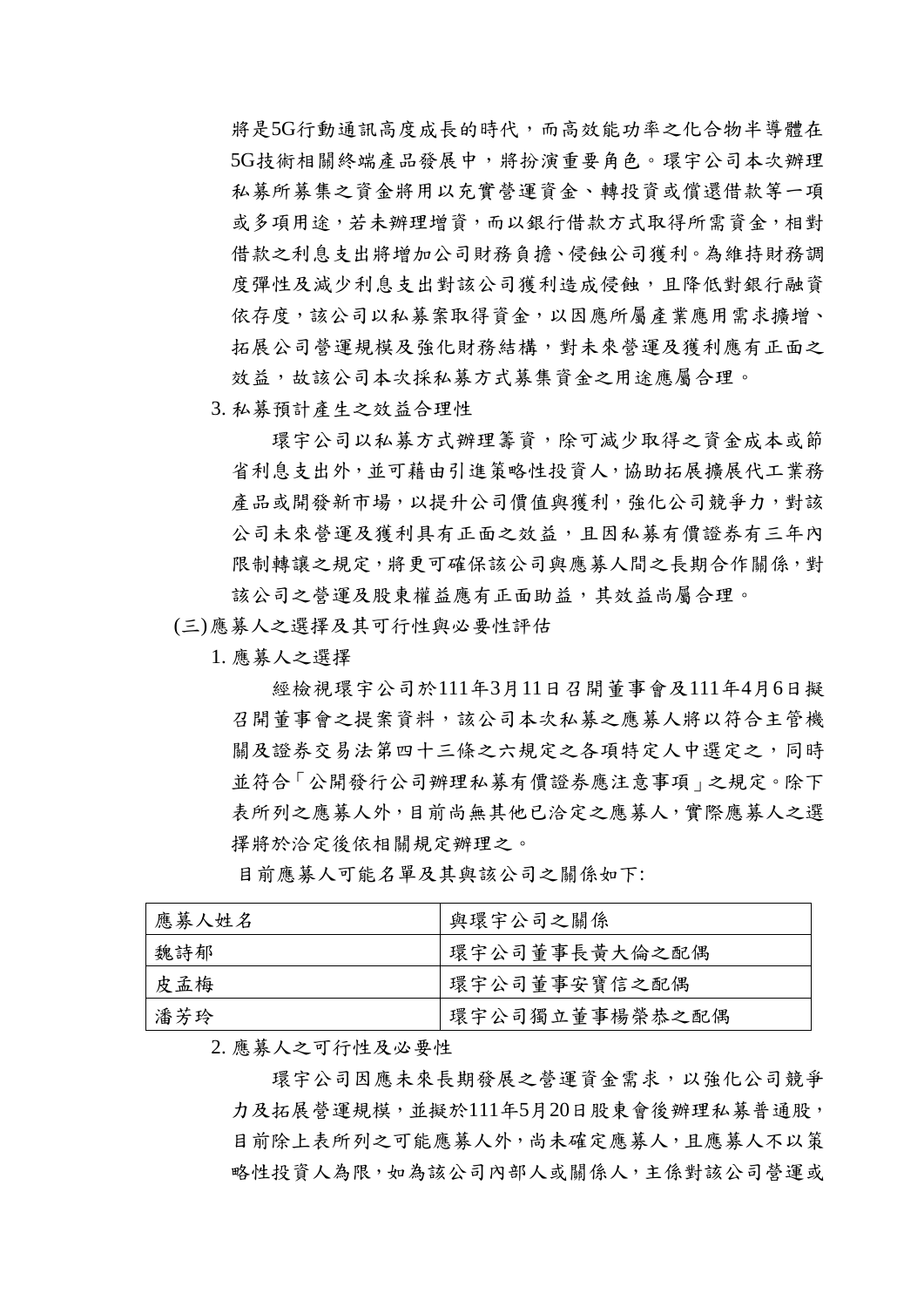將是5G行動通訊高度成長的時代，而高效能功率之化合物半導體在5G技術相關終端產品發展中，將扮演重要角色。環宇公司本次辦理私募所募集之資金將用以充實營運資金、轉投資或償還借款等一項或多項用途，若未辦理增資，而以銀行借款方式取得所需資金，相對借款之利息支出將增加公司財務負擔、侵蝕公司獲利。為維持財務調度彈性及減少利息支出對該公司獲利造成侵蝕，且降低對銀行融資依存度，該公司以私募案取得資金，以因應所屬產業應用需求擴增、拓展公司營運規模及強化財務結構，對未來營運及獲利應有正面之效益，故該公司本次採私募方式募集資金之用途應屬合理。

3. 私募預計產生之效益合理性

環宇公司以私募方式辦理籌資，除可減少取得之資金成本或節省利息支出外，並可藉由引進策略性投資人，協助拓展擴展代工業務產品或開發新市場，以提升公司價值與獲利，強化公司競爭力，對該公司未來營運及獲利具有正面之效益，且因私募有價證券有三年內限制轉讓之規定，將更可確保該公司與應募人間之長期合作關係，對該公司之營運及股東權益應有正面助益，其效益尚屬合理。

(三)應募人之選擇及其可行性與必要性評估

1. 應募人之選擇

經檢視環宇公司於111年3月11日召開董事會及111年4月6日擬召開董事會之提案資料，該公司本次私募之應募人將以符合主管機關及證券交易法第四十三條之六規定之各項特定人中選定之，同時並符合「公開發行公司辦理私募有價證券應注意事項」之規定。除下表所列之應募人外，目前尚無其他已洽定之應募人，實際應募人之選擇將於洽定後依相關規定辦理之。

目前應募人可能名單及其與該公司之關係如下:

| 應募人姓名 | 與環宇公司之關係 |
|---|---|
| 魏詩郁 | 環宇公司董事長黃大倫之配偶 |
| 皮孟梅 | 環宇公司董事安寶信之配偶 |
| 潘芳玲 | 環宇公司獨立董事楊榮恭之配偶 |

2. 應募人之可行性及必要性

環宇公司因應未來長期發展之營運資金需求，以強化公司競爭力及拓展營運規模，並擬於111年5月20日股東會後辦理私募普通股，目前除上表所列之可能應募人外，尚未確定應募人，且應募人不以策略性投資人為限，如為該公司內部人或關係人，主係對該公司營運或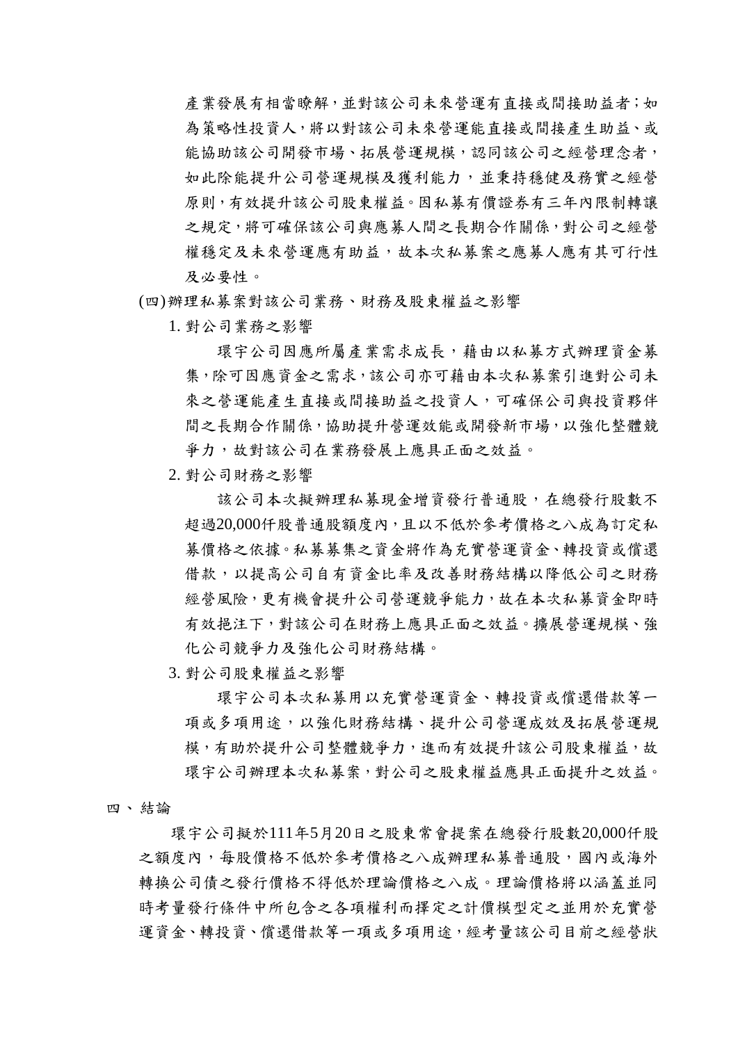產業發展有相當瞭解，並對該公司未來營運有直接或間接助益者；如為策略性投資人，將以對該公司未來營運能直接或間接產生助益、或能協助該公司開發市場、拓展營運規模，認同該公司之經營理念者，如此除能提升公司營運規模及獲利能力，並秉持穩健及務實之經營原則，有效提升該公司股東權益。因私募有價證券有三年內限制轉讓之規定，將可確保該公司與應募人間之長期合作關係，對公司之經營權穩定及未來營運應有助益，故本次私募案之應募人應有其可行性及必要性。

(四)辦理私募案對該公司業務、財務及股東權益之影響

1. 對公司業務之影響

環宇公司因應所屬產業需求成長，藉由以私募方式辦理資金募集，除可因應資金之需求，該公司亦可藉由本次私募案引進對公司未來之營運能產生直接或間接助益之投資人，可確保公司與投資夥伴間之長期合作關係，協助提升營運效能或開發新市場，以強化整體競爭力，故對該公司在業務發展上應具正面之效益。

2. 對公司財務之影響

該公司本次擬辦理私募現金增資發行普通股，在總發行股數不超過20,000仟股普通股額度內，且以不低於參考價格之八成為訂定私募價格之依據。私募募集之資金將作為充實營運資金、轉投資或償還借款，以提高公司自有資金比率及改善財務結構以降低公司之財務經營風險，更有機會提升公司營運競爭能力，故在本次私募資金即時有效挹注下，對該公司在財務上應具正面之效益。擴展營運規模、強化公司競爭力及強化公司財務結構。

3. 對公司股東權益之影響

環宇公司本次私募用以充實營運資金、轉投資或償還借款等一項或多項用途，以強化財務結構、提升公司營運成效及拓展營運規模，有助於提升公司整體競爭力，進而有效提升該公司股東權益，故環宇公司辦理本次私募案，對公司之股東權益應具正面提升之效益。

四、結論

環宇公司擬於111年5月20日之股東常會提案在總發行股數20,000仟股之額度內，每股價格不低於參考價格之八成辦理私募普通股，國內或海外轉換公司債之發行價格不得低於理論價格之八成。理論價格將以涵蓋並同時考量發行條件中所包含之各項權利而擇定之計價模型定之並用於充實營運資金、轉投資、償還借款等一項或多項用途，經考量該公司目前之經營狀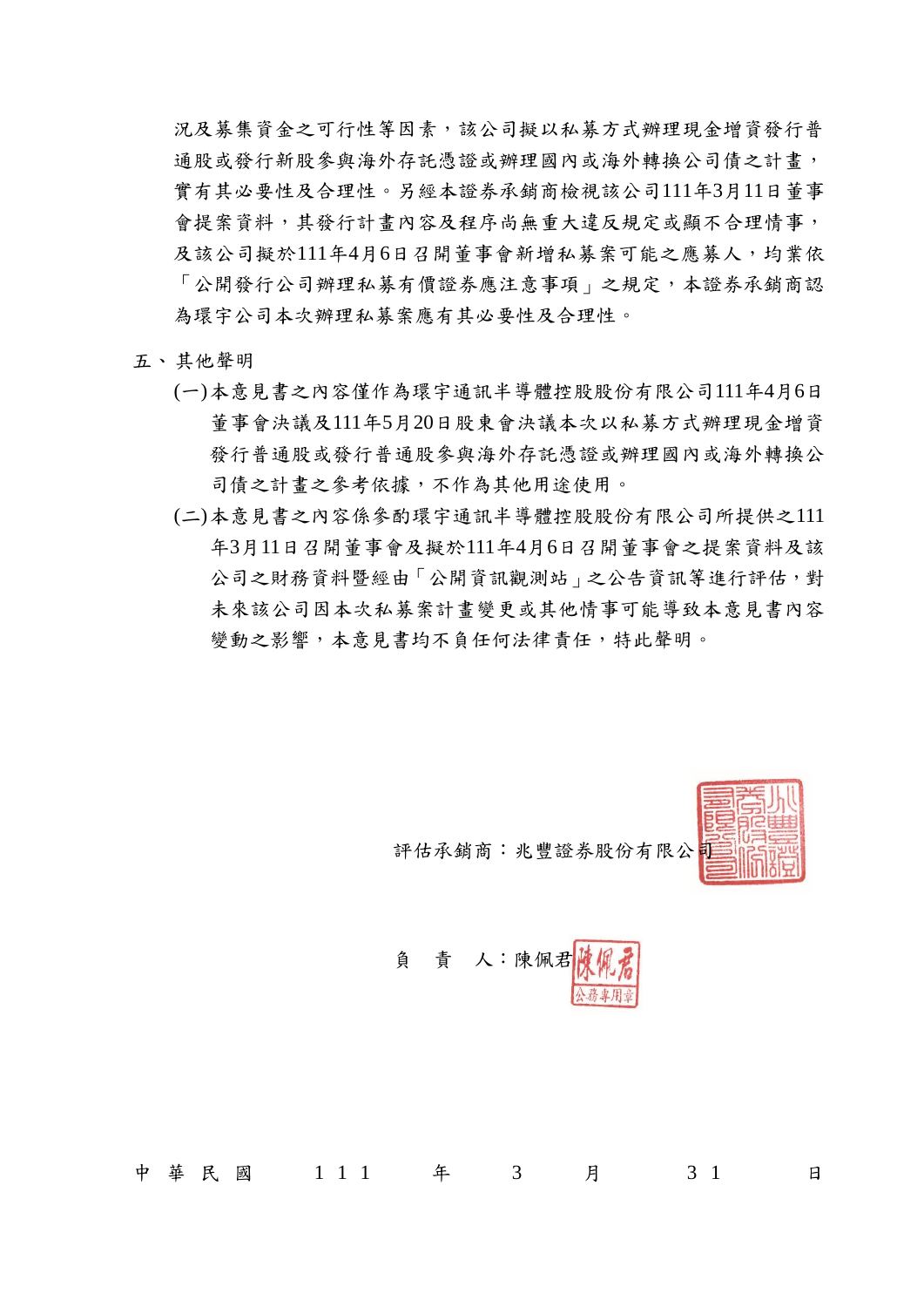況及募集資金之可行性等因素，該公司擬以私募方式辦理現金增資發行普通股或發行新股參與海外存託憑證或辦理國內或海外轉換公司債之計畫，實有其必要性及合理性。另經本證券承銷商檢視該公司111年3月11日董事會提案資料，其發行計畫內容及程序尚無重大違反規定或顯不合理情事，及該公司擬於111年4月6日召開董事會新增私募案可能之應募人，均業依「公開發行公司辦理私募有價證券應注意事項」之規定，本證券承銷商認為環宇公司本次辦理私募案應有其必要性及合理性。

五、其他聲明

(一)本意見書之內容僅作為環宇通訊半導體控股股份有限公司111年4月6日董事會決議及111年5月20日股東會決議本次以私募方式辦理現金增資發行普通股或發行普通股參與海外存託憑證或辦理國內或海外轉換公司債之計畫之參考依據，不作為其他用途使用。

(二)本意見書之內容係參酌環宇通訊半導體控股股份有限公司所提供之111年3月11日召開董事會及擬於111年4月6日召開董事會之提案資料及該公司之財務資料暨經由「公開資訊觀測站」之公告資訊等進行評估，對未來該公司因本次私募案計畫變更或其他情事可能導致本意見書內容變動之影響，本意見書均不負任何法律責任，特此聲明。

評估承銷商：兆豐證券股份有限公司

負　責　人：陳佩君

中華民國　111　年　3　月　31　日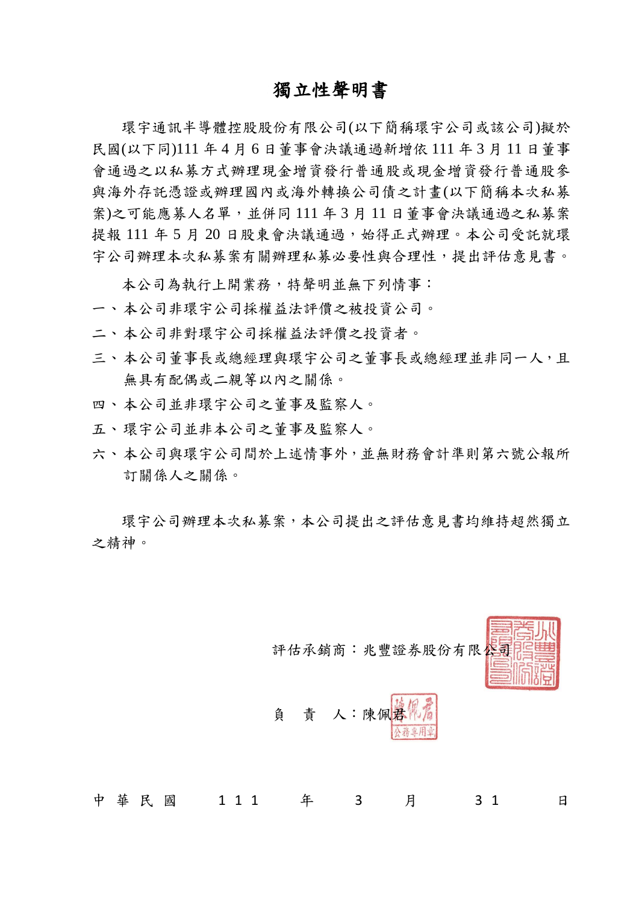# 獨立性聲明書

環宇通訊半導體控股股份有限公司(以下簡稱環宇公司或該公司)擬於民國(以下同)111 年 4 月 6 日董事會決議通過新增依 111 年 3 月 11 日董事會通過之以私募方式辦理現金增資發行普通股或現金增資發行普通股參與海外存託憑證或辦理國內或海外轉換公司債之計畫(以下簡稱本次私募案)之可能應募人名單，並併同 111 年 3 月 11 日董事會決議通過之私募案提報 111 年 5 月 20 日股東會決議通過，始得正式辦理。本公司受託就環宇公司辦理本次私募案有關辦理私募必要性與合理性，提出評估意見書。

本公司為執行上開業務，特聲明並無下列情事：

一、本公司非環宇公司採權益法評價之被投資公司。

二、本公司非對環宇公司採權益法評價之投資者。

三、本公司董事長或總經理與環宇公司之董事長或總經理並非同一人，且無具有配偶或二親等以內之關係。

四、本公司並非環宇公司之董事及監察人。

五、環宇公司並非本公司之董事及監察人。

六、本公司與環宇公司間於上述情事外，並無財務會計準則第六號公報所訂關係人之關係。

環宇公司辦理本次私募案，本公司提出之評估意見書均維持超然獨立之精神。

評估承銷商：兆豐證券股份有限公司

負　責　人：陳佩君

中 華 民 國　111　年　3　月　31　日